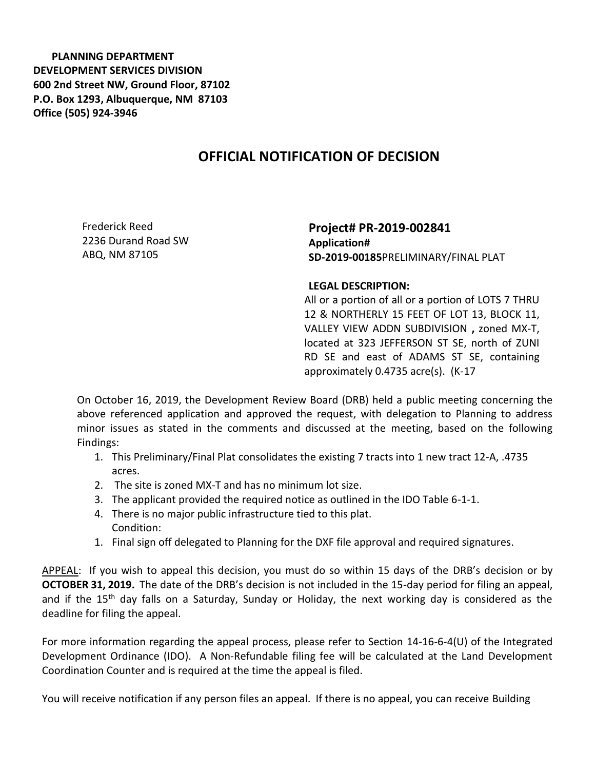**PLANNING DEPARTMENT**
**DEVELOPMENT SERVICES DIVISION**
**600 2nd Street NW, Ground Floor, 87102**
**P.O. Box 1293, Albuquerque, NM 87103**
**Office (505) 924-3946**

# OFFICIAL NOTIFICATION OF DECISION

Frederick Reed
2236 Durand Road SW
ABQ, NM 87105

**Project# PR-2019-002841**
**Application#**
**SD-2019-00185**PRELIMINARY/FINAL PLAT

**LEGAL DESCRIPTION:**
All or a portion of all or a portion of LOTS 7 THRU 12 & NORTHERLY 15 FEET OF LOT 13, BLOCK 11, VALLEY VIEW ADDN SUBDIVISION **,** zoned MX-T, located at 323 JEFFERSON ST SE, north of ZUNI RD SE and east of ADAMS ST SE, containing approximately 0.4735 acre(s). (K-17

On October 16, 2019, the Development Review Board (DRB) held a public meeting concerning the above referenced application and approved the request, with delegation to Planning to address minor issues as stated in the comments and discussed at the meeting, based on the following Findings:

1. This Preliminary/Final Plat consolidates the existing 7 tracts into 1 new tract 12-A, .4735 acres.
2. The site is zoned MX-T and has no minimum lot size.
3. The applicant provided the required notice as outlined in the IDO Table 6-1-1.
4. There is no major public infrastructure tied to this plat.

Condition:

1. Final sign off delegated to Planning for the DXF file approval and required signatures.

APPEAL: If you wish to appeal this decision, you must do so within 15 days of the DRB's decision or by **OCTOBER 31, 2019.** The date of the DRB's decision is not included in the 15-day period for filing an appeal, and if the 15th day falls on a Saturday, Sunday or Holiday, the next working day is considered as the deadline for filing the appeal.

For more information regarding the appeal process, please refer to Section 14-16-6-4(U) of the Integrated Development Ordinance (IDO). A Non-Refundable filing fee will be calculated at the Land Development Coordination Counter and is required at the time the appeal is filed.

You will receive notification if any person files an appeal. If there is no appeal, you can receive Building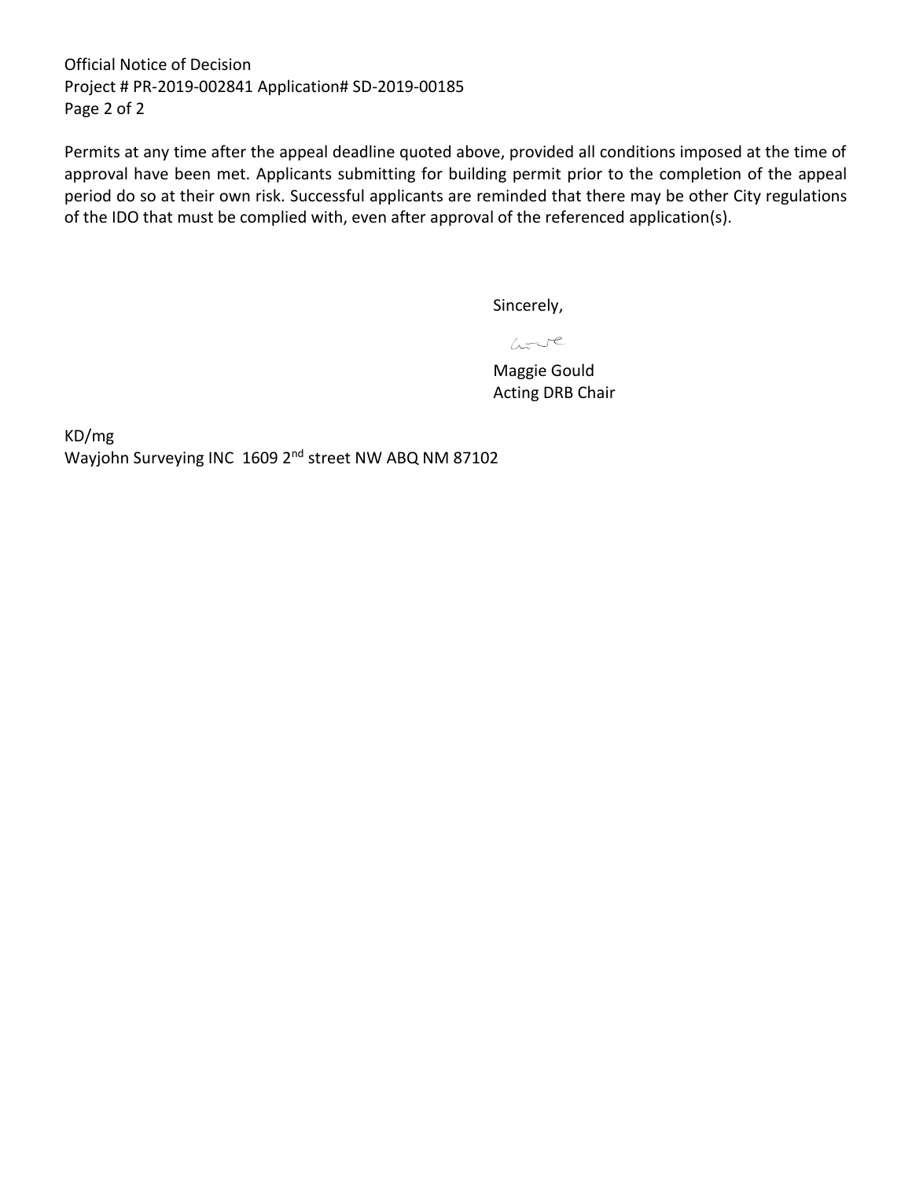Official Notice of Decision
Project # PR-2019-002841 Application# SD-2019-00185

Permits at any time after the appeal deadline quoted above, provided all conditions imposed at the time of approval have been met. Applicants submitting for building permit prior to the completion of the appeal period do so at their own risk. Successful applicants are reminded that there may be other City regulations of the IDO that must be complied with, even after approval of the referenced application(s).

Sincerely,

Maggie Gould
Acting DRB Chair

KD/mg
Wayjohn Surveying INC 1609 2nd street NW ABQ NM 87102